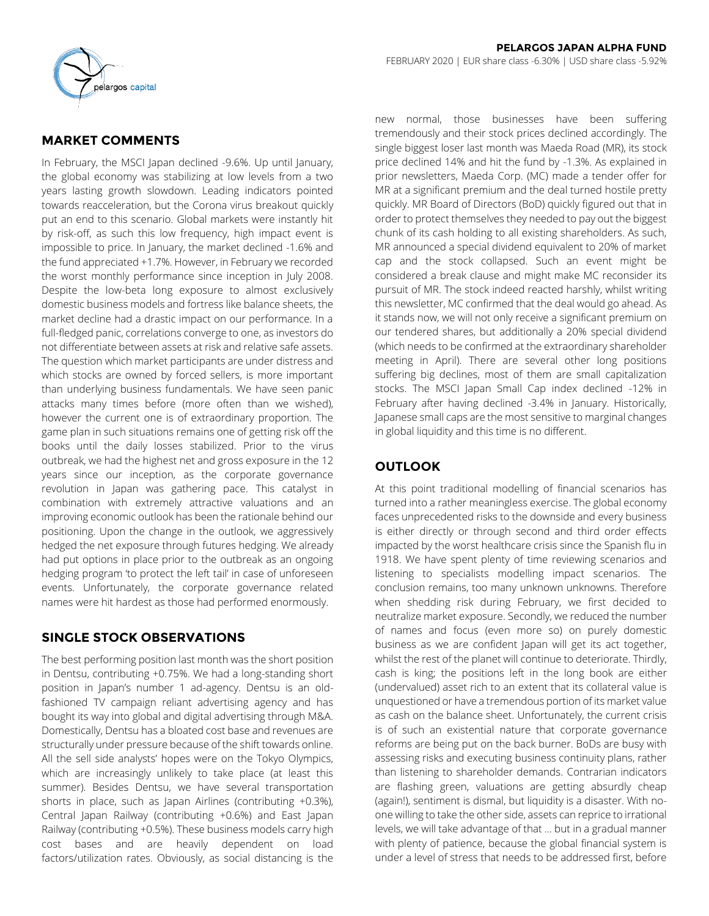**PELARGOS JAPAN ALPHA FUND**

FEBRUARY 2020 | EUR share class -6.30% | USD share class -5.92%

## MARKET COMMENTS

In February, the MSCI Japan declined -9.6%. Up until January, the global economy was stabilizing at low levels from a two years lasting growth slowdown. Leading indicators pointed towards reacceleration, but the Corona virus breakout quickly put an end to this scenario. Global markets were instantly hit by risk-off, as such this low frequency, high impact event is impossible to price. In January, the market declined -1.6% and the fund appreciated +1.7%. However, in February we recorded the worst monthly performance since inception in July 2008. Despite the low-beta long exposure to almost exclusively domestic business models and fortress like balance sheets, the market decline had a drastic impact on our performance. In a full-fledged panic, correlations converge to one, as investors do not differentiate between assets at risk and relative safe assets. The question which market participants are under distress and which stocks are owned by forced sellers, is more important than underlying business fundamentals. We have seen panic attacks many times before (more often than we wished), however the current one is of extraordinary proportion. The game plan in such situations remains one of getting risk off the books until the daily losses stabilized. Prior to the virus outbreak, we had the highest net and gross exposure in the 12 years since our inception, as the corporate governance revolution in Japan was gathering pace. This catalyst in combination with extremely attractive valuations and an improving economic outlook has been the rationale behind our positioning. Upon the change in the outlook, we aggressively hedged the net exposure through futures hedging. We already had put options in place prior to the outbreak as an ongoing hedging program 'to protect the left tail' in case of unforeseen events. Unfortunately, the corporate governance related names were hit hardest as those had performed enormously.

## SINGLE STOCK OBSERVATIONS

The best performing position last month was the short position in Dentsu, contributing +0.75%. We had a long-standing short position in Japan's number 1 ad-agency. Dentsu is an old-fashioned TV campaign reliant advertising agency and has bought its way into global and digital advertising through M&A. Domestically, Dentsu has a bloated cost base and revenues are structurally under pressure because of the shift towards online. All the sell side analysts' hopes were on the Tokyo Olympics, which are increasingly unlikely to take place (at least this summer). Besides Dentsu, we have several transportation shorts in place, such as Japan Airlines (contributing +0.3%), Central Japan Railway (contributing +0.6%) and East Japan Railway (contributing +0.5%). These business models carry high cost bases and are heavily dependent on load factors/utilization rates. Obviously, as social distancing is the new normal, those businesses have been suffering tremendously and their stock prices declined accordingly. The single biggest loser last month was Maeda Road (MR), its stock price declined 14% and hit the fund by -1.3%. As explained in prior newsletters, Maeda Corp. (MC) made a tender offer for MR at a significant premium and the deal turned hostile pretty quickly. MR Board of Directors (BoD) quickly figured out that in order to protect themselves they needed to pay out the biggest chunk of its cash holding to all existing shareholders. As such, MR announced a special dividend equivalent to 20% of market cap and the stock collapsed. Such an event might be considered a break clause and might make MC reconsider its pursuit of MR. The stock indeed reacted harshly, whilst writing this newsletter, MC confirmed that the deal would go ahead. As it stands now, we will not only receive a significant premium on our tendered shares, but additionally a 20% special dividend (which needs to be confirmed at the extraordinary shareholder meeting in April). There are several other long positions suffering big declines, most of them are small capitalization stocks. The MSCI Japan Small Cap index declined -12% in February after having declined -3.4% in January. Historically, Japanese small caps are the most sensitive to marginal changes in global liquidity and this time is no different.

## OUTLOOK

At this point traditional modelling of financial scenarios has turned into a rather meaningless exercise. The global economy faces unprecedented risks to the downside and every business is either directly or through second and third order effects impacted by the worst healthcare crisis since the Spanish flu in 1918. We have spent plenty of time reviewing scenarios and listening to specialists modelling impact scenarios. The conclusion remains, too many unknown unknowns. Therefore when shedding risk during February, we first decided to neutralize market exposure. Secondly, we reduced the number of names and focus (even more so) on purely domestic business as we are confident Japan will get its act together, whilst the rest of the planet will continue to deteriorate. Thirdly, cash is king; the positions left in the long book are either (undervalued) asset rich to an extent that its collateral value is unquestioned or have a tremendous portion of its market value as cash on the balance sheet. Unfortunately, the current crisis is of such an existential nature that corporate governance reforms are being put on the back burner. BoDs are busy with assessing risks and executing business continuity plans, rather than listening to shareholder demands. Contrarian indicators are flashing green, valuations are getting absurdly cheap (again!), sentiment is dismal, but liquidity is a disaster. With no-one willing to take the other side, assets can reprice to irrational levels, we will take advantage of that ... but in a gradual manner with plenty of patience, because the global financial system is under a level of stress that needs to be addressed first, before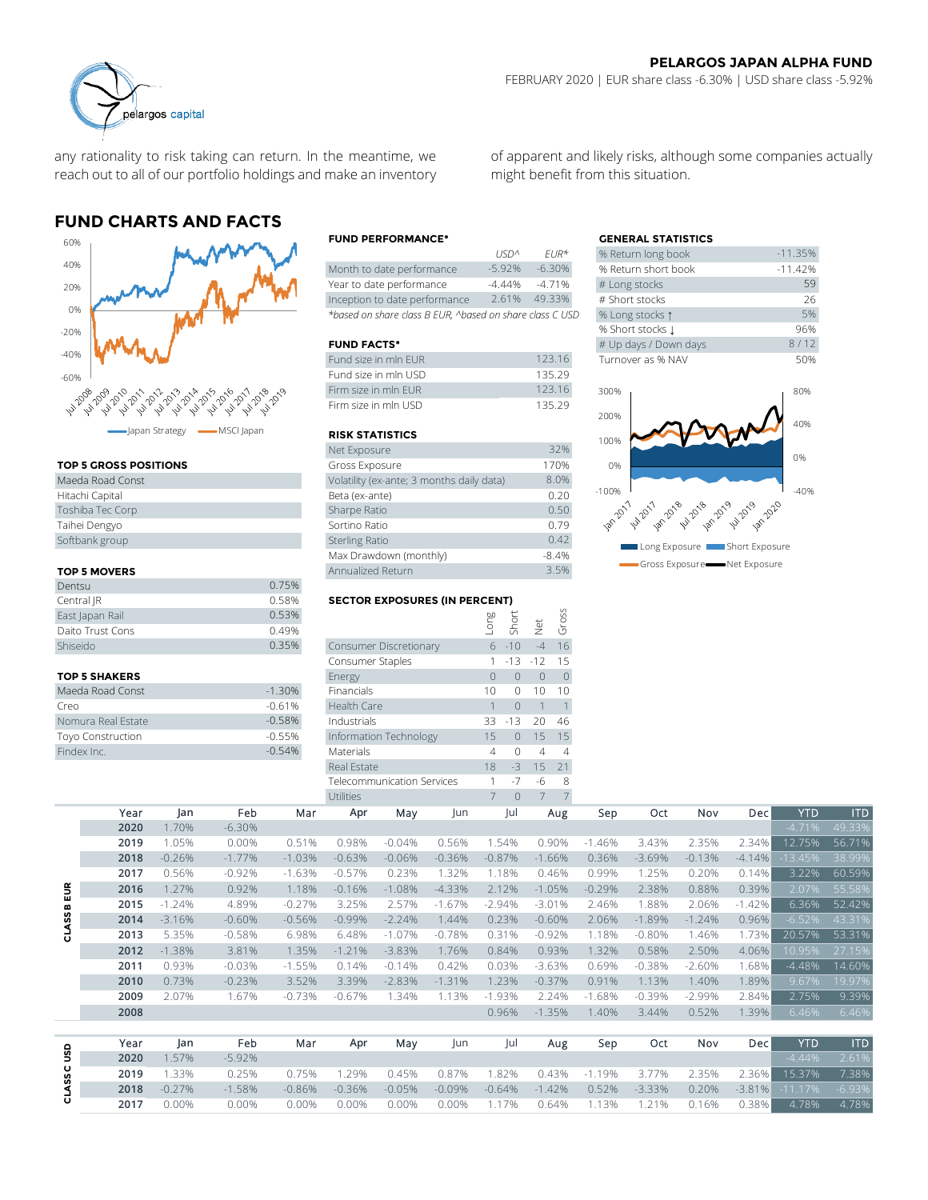any rationality to risk taking can return. In the meantime, we reach out to all of our portfolio holdings and make an inventory of apparent and likely risks, although some companies actually might benefit from this situation.

## FUND CHARTS AND FACTS

60%
40%
20%
0%
-20%
-40%
-60%
Jul 2008 Jul 2009 Jul 2010 Jul 2011 Jul 2012 Jul 2013 Jul 2014 Jul 2015 Jul 2016 Jul 2017 Jul 2018 Jul 2019
Japan Strategy
MSCI Japan

### TOP 5 GROSS POSITIONS

| |
|---|
| Maeda Road Const |
| Hitachi Capital |
| Toshiba Tec Corp |
| Taihei Dengyo |
| Softbank group |

### TOP 5 MOVERS

| | |
|---|---|
| Dentsu | 0.75% |
| Central JR | 0.58% |
| East Japan Rail | 0.53% |
| Daito Trust Cons | 0.49% |
| Shiseido | 0.35% |

### TOP 5 SHAKERS

| | |
|---|---|
| Maeda Road Const | -1.30% |
| Creo | -0.61% |
| Nomura Real Estate | -0.58% |
| Toyo Construction | -0.55% |
| Findex Inc. | -0.54% |

### FUND PERFORMANCE*

| | USD^ | EUR* |
|---|---|---|
| Month to date performance | -5.92% | -6.30% |
| Year to date performance | -4.44% | -4.71% |
| Inception to date performance | 2.61% | 49.33% |

*based on share class B EUR, ^based on share class C USD

### FUND FACTS*

| | |
|---|---|
| Fund size in mln EUR | 123.16 |
| Fund size in mln USD | 135.29 |
| Firm size in mln EUR | 123.16 |
| Firm size in mln USD | 135.29 |

### RISK STATISTICS

| | |
|---|---|
| Net Exposure | 32% |
| Gross Exposure | 170% |
| Volatility (ex-ante; 3 months daily data) | 8.0% |
| Beta (ex-ante) | 0.20 |
| Sharpe Ratio | 0.50 |
| Sortino Ratio | 0.79 |
| Sterling Ratio | 0.42 |
| Max Drawdown (monthly) | -8.4% |
| Annualized Return | 3.5% |

### SECTOR EXPOSURES (IN PERCENT)

| | Long | Short | Net | Gross |
|---|---|---|---|---|
| Consumer Discretionary | 6 | -10 | -4 | 16 |
| Consumer Staples | 1 | -13 | -12 | 15 |
| Energy | 0 | 0 | 0 | 0 |
| Financials | 10 | 0 | 10 | 10 |
| Health Care | 1 | 0 | 1 | 1 |
| Industrials | 33 | -13 | 20 | 46 |
| Information Technology | 15 | 0 | 15 | 15 |
| Materials | 4 | 0 | 4 | 4 |
| Real Estate | 18 | -3 | 15 | 21 |
| Telecommunication Services | 1 | -7 | -6 | 8 |
| Utilities | 7 | 0 | 7 | 7 |

### GENERAL STATISTICS

| | |
|---|---|
| % Return long book | -11.35% |
| % Return short book | -11.42% |
| # Long stocks | 59 |
| # Short stocks | 26 |
| % Long stocks ↑ | 5% |
| % Short stocks ↓ | 96% |
| # Up days / Down days | 8 / 12 |
| Turnover as % NAV | 50% |

300%
200%
100%
0%
-100%
80%
40%
0%
-40%
Jan 2017 Jul 2017 Jan 2018 Jul 2018 Jan 2019 Jul 2019 Jan 2020
Long Exposure
Short Exposure
Gross Exposure
Net Exposure

**CLASS B EUR**

| Year | Jan | Feb | Mar | Apr | May | Jun | Jul | Aug | Sep | Oct | Nov | Dec | YTD | ITD |
|---|---|---|---|---|---|---|---|---|---|---|---|---|---|---|
| 2020 | 1.70% | -6.30% | | | | | | | | | | | -4.71% | 49.33% |
| 2019 | 1.05% | 0.00% | 0.51% | 0.98% | -0.04% | 0.56% | 1.54% | 0.90% | -1.46% | 3.43% | 2.35% | 2.34% | 12.75% | 56.71% |
| 2018 | -0.26% | -1.77% | -1.03% | -0.63% | -0.06% | -0.36% | -0.87% | -1.66% | 0.36% | -3.69% | -0.13% | -4.14% | -13.45% | 38.99% |
| 2017 | 0.56% | -0.92% | -1.63% | -0.57% | 0.23% | 1.32% | 1.18% | 0.46% | 0.99% | 1.25% | 0.20% | 0.14% | 3.22% | 60.59% |
| 2016 | 1.27% | 0.92% | 1.18% | -0.16% | -1.08% | -4.33% | 2.12% | -1.05% | -0.29% | 2.38% | 0.88% | 0.39% | 2.07% | 55.58% |
| 2015 | -1.24% | 4.89% | -0.27% | 3.25% | 2.57% | -1.67% | -2.94% | -3.01% | 2.46% | 1.88% | 2.06% | -1.42% | 6.36% | 52.42% |
| 2014 | -3.16% | -0.60% | -0.56% | -0.99% | -2.24% | 1.44% | 0.23% | -0.60% | 2.06% | -1.89% | -1.24% | 0.96% | -6.52% | 43.31% |
| 2013 | 5.35% | -0.58% | 6.98% | 6.48% | -1.07% | -0.78% | 0.31% | -0.92% | 1.18% | -0.80% | 1.46% | 1.73% | 20.57% | 53.31% |
| 2012 | -1.38% | 3.81% | 1.35% | -1.21% | -3.83% | 1.76% | 0.84% | 0.93% | 1.32% | 0.58% | 2.50% | 4.06% | 10.95% | 27.15% |
| 2011 | 0.93% | -0.03% | -1.55% | 0.14% | -0.14% | 0.42% | 0.03% | -3.63% | 0.69% | -0.38% | -2.60% | 1.68% | -4.48% | 14.60% |
| 2010 | 0.73% | -0.23% | 3.52% | 3.39% | -2.83% | -1.31% | 1.23% | -0.37% | 0.91% | 1.13% | 1.40% | 1.89% | 9.67% | 19.97% |
| 2009 | 2.07% | 1.67% | -0.73% | -0.67% | 1.34% | 1.13% | -1.93% | 2.24% | -1.68% | -0.39% | -2.99% | 2.84% | 2.75% | 9.39% |
| 2008 | | | | | | | 0.96% | -1.35% | 1.40% | 3.44% | 0.52% | 1.39% | 6.46% | 6.46% |

**CLASS C USD**

| Year | Jan | Feb | Mar | Apr | May | Jun | Jul | Aug | Sep | Oct | Nov | Dec | YTD | ITD |
|---|---|---|---|---|---|---|---|---|---|---|---|---|---|---|
| 2020 | 1.57% | -5.92% | | | | | | | | | | | -4.44% | 2.61% |
| 2019 | 1.33% | 0.25% | 0.75% | 1.29% | 0.45% | 0.87% | 1.82% | 0.43% | -1.19% | 3.77% | 2.35% | 2.36% | 15.37% | 7.38% |
| 2018 | -0.27% | -1.58% | -0.86% | -0.36% | -0.05% | -0.09% | -0.64% | -1.42% | 0.52% | -3.33% | 0.20% | -3.81% | -11.17% | -6.93% |
| 2017 | 0.00% | 0.00% | 0.00% | 0.00% | 0.00% | 0.00% | 1.17% | 0.64% | 1.13% | 1.21% | 0.16% | 0.38% | 4.78% | 4.78% |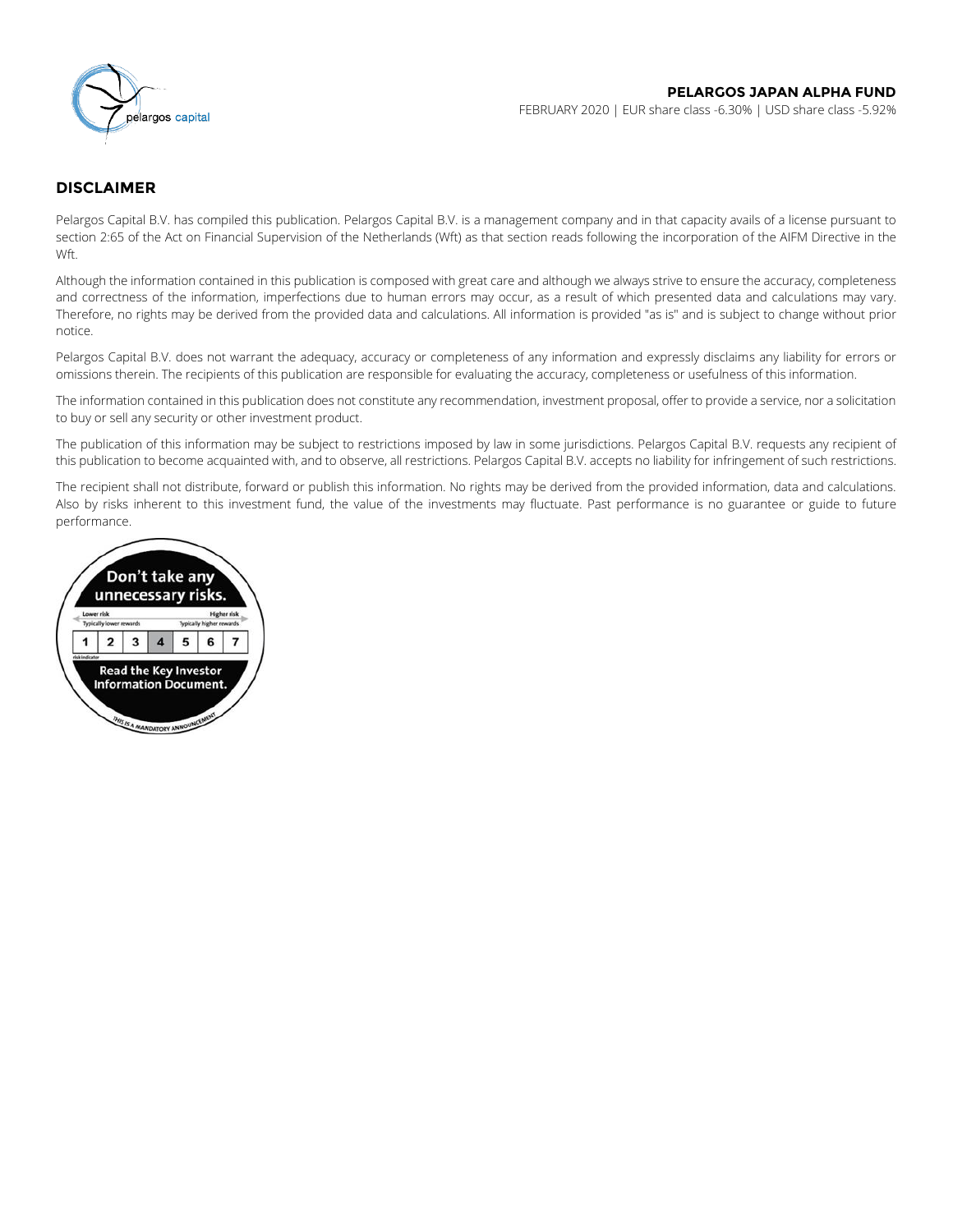## DISCLAIMER

Pelargos Capital B.V. has compiled this publication. Pelargos Capital B.V. is a management company and in that capacity avails of a license pursuant to section 2:65 of the Act on Financial Supervision of the Netherlands (Wft) as that section reads following the incorporation of the AIFM Directive in the Wft.

Although the information contained in this publication is composed with great care and although we always strive to ensure the accuracy, completeness and correctness of the information, imperfections due to human errors may occur, as a result of which presented data and calculations may vary. Therefore, no rights may be derived from the provided data and calculations. All information is provided "as is" and is subject to change without prior notice.

Pelargos Capital B.V. does not warrant the adequacy, accuracy or completeness of any information and expressly disclaims any liability for errors or omissions therein. The recipients of this publication are responsible for evaluating the accuracy, completeness or usefulness of this information.

The information contained in this publication does not constitute any recommendation, investment proposal, offer to provide a service, nor a solicitation to buy or sell any security or other investment product.

The publication of this information may be subject to restrictions imposed by law in some jurisdictions. Pelargos Capital B.V. requests any recipient of this publication to become acquainted with, and to observe, all restrictions. Pelargos Capital B.V. accepts no liability for infringement of such restrictions.

The recipient shall not distribute, forward or publish this information. No rights may be derived from the provided information, data and calculations. Also by risks inherent to this investment fund, the value of the investments may fluctuate. Past performance is no guarantee or guide to future performance.